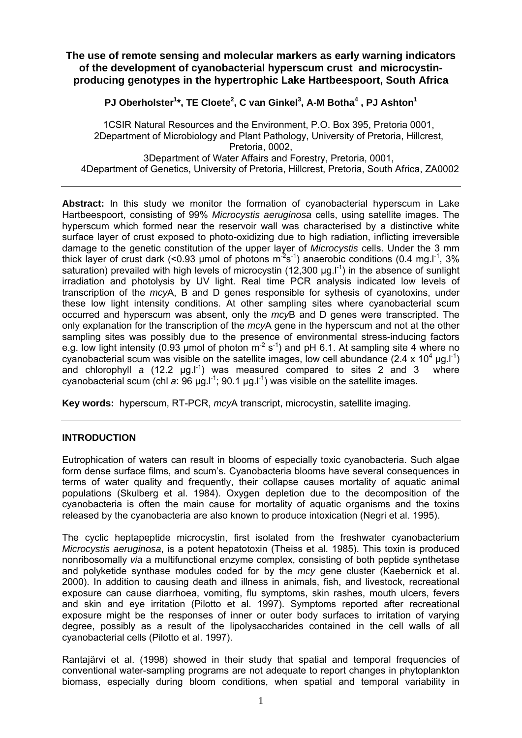# The use of remote sensing and molecular markers as early warning indicators of the development of cyanobacterial hyperscum crust and microcystin-producing genotypes in the hypertrophic Lake Hartbeespoort, South Africa

**PJ Oberholster[1]\*, TE Cloete[2], C van Ginkel[3], A-M Botha[4], PJ Ashton[1]**

1CSIR Natural Resources and the Environment, P.O. Box 395, Pretoria 0001,
2Department of Microbiology and Plant Pathology, University of Pretoria, Hillcrest, Pretoria, 0002,
3Department of Water Affairs and Forestry, Pretoria, 0001,
4Department of Genetics, University of Pretoria, Hillcrest, Pretoria, South Africa, ZA0002

---

**Abstract:** In this study we monitor the formation of cyanobacterial hyperscum in Lake Hartbeespoort, consisting of 99% *Microcystis aeruginosa* cells, using satellite images. The hyperscum which formed near the reservoir wall was characterised by a distinctive white surface layer of crust exposed to photo-oxidizing due to high radiation, inflicting irreversible damage to the genetic constitution of the upper layer of *Microcystis* cells. Under the 3 mm thick layer of crust dark (<0.93 µmol of photons $m^{-2}s^{-1}$) anaerobic conditions (0.4 $mg.l^{-1}$, 3% saturation) prevailed with high levels of microcystin (12,300 $\mu g.l^{-1}$) in the absence of sunlight irradiation and photolysis by UV light. Real time PCR analysis indicated low levels of transcription of the *mcy*A, B and D genes responsible for sythesis of cyanotoxins, under these low light intensity conditions. At other sampling sites where cyanobacterial scum occurred and hyperscum was absent, only the *mcy*B and D genes were transcripted. The only explanation for the transcription of the *mcy*A gene in the hyperscum and not at the other sampling sites was possibly due to the presence of environmental stress-inducing factors e.g. low light intensity (0.93 µmol of photon $m^{-2}$ $s^{-1}$) and pH 6.1. At sampling site 4 where no cyanobacterial scum was visible on the satellite images, low cell abundance (2.4 x $10^4$ $\mu g.l^{-1}$) and chlorophyll *a* (12.2 $\mu g.l^{-1}$) was measured compared to sites 2 and 3 where cyanobacterial scum (chl *a*: 96 $\mu g.l^{-1}$; 90.1 $\mu g.l^{-1}$) was visible on the satellite images.

**Key words:** hyperscum, RT-PCR, *mcy*A transcript, microcystin, satellite imaging.

---

## INTRODUCTION

Eutrophication of waters can result in blooms of especially toxic cyanobacteria. Such algae form dense surface films, and scum's. Cyanobacteria blooms have several consequences in terms of water quality and frequently, their collapse causes mortality of aquatic animal populations (Skulberg et al. 1984). Oxygen depletion due to the decomposition of the cyanobacteria is often the main cause for mortality of aquatic organisms and the toxins released by the cyanobacteria are also known to produce intoxication (Negri et al. 1995).

The cyclic heptapeptide microcystin, first isolated from the freshwater cyanobacterium *Microcystis aeruginosa*, is a potent hepatotoxin (Theiss et al. 1985). This toxin is produced nonribosomally *via* a multifunctional enzyme complex, consisting of both peptide synthetase and polyketide synthase modules coded for by the *mcy* gene cluster (Kaebernick et al. 2000). In addition to causing death and illness in animals, fish, and livestock, recreational exposure can cause diarrhoea, vomiting, flu symptoms, skin rashes, mouth ulcers, fevers and skin and eye irritation (Pilotto et al. 1997). Symptoms reported after recreational exposure might be the responses of inner or outer body surfaces to irritation of varying degree, possibly as a result of the lipolysaccharides contained in the cell walls of all cyanobacterial cells (Pilotto et al. 1997).

Rantajärvi et al. (1998) showed in their study that spatial and temporal frequencies of conventional water-sampling programs are not adequate to report changes in phytoplankton biomass, especially during bloom conditions, when spatial and temporal variability in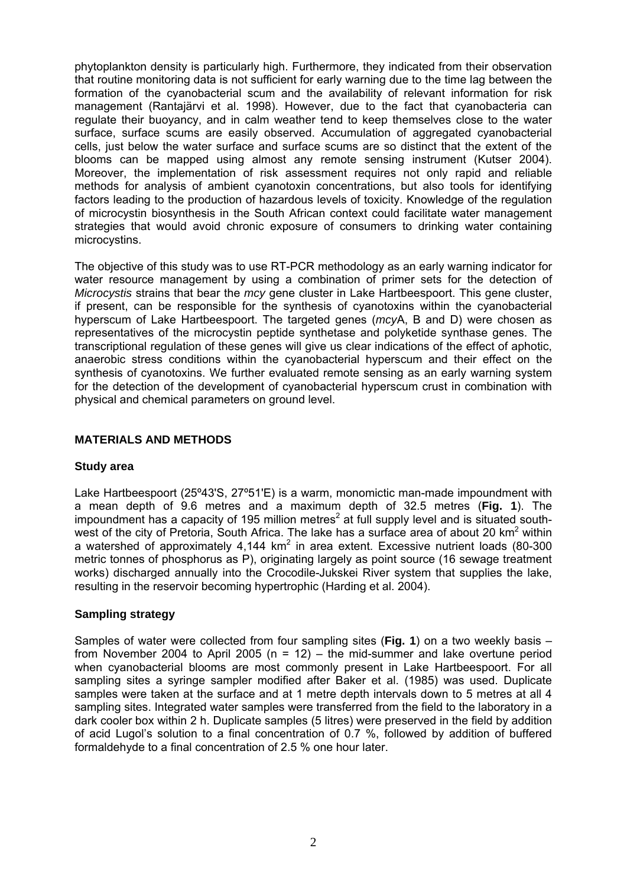phytoplankton density is particularly high. Furthermore, they indicated from their observation that routine monitoring data is not sufficient for early warning due to the time lag between the formation of the cyanobacterial scum and the availability of relevant information for risk management (Rantajärvi et al. 1998). However, due to the fact that cyanobacteria can regulate their buoyancy, and in calm weather tend to keep themselves close to the water surface, surface scums are easily observed. Accumulation of aggregated cyanobacterial cells, just below the water surface and surface scums are so distinct that the extent of the blooms can be mapped using almost any remote sensing instrument (Kutser 2004). Moreover, the implementation of risk assessment requires not only rapid and reliable methods for analysis of ambient cyanotoxin concentrations, but also tools for identifying factors leading to the production of hazardous levels of toxicity. Knowledge of the regulation of microcystin biosynthesis in the South African context could facilitate water management strategies that would avoid chronic exposure of consumers to drinking water containing microcystins.

The objective of this study was to use RT-PCR methodology as an early warning indicator for water resource management by using a combination of primer sets for the detection of *Microcystis* strains that bear the *mcy* gene cluster in Lake Hartbeespoort. This gene cluster, if present, can be responsible for the synthesis of cyanotoxins within the cyanobacterial hyperscum of Lake Hartbeespoort. The targeted genes (*mcy*A, B and D) were chosen as representatives of the microcystin peptide synthetase and polyketide synthase genes. The transcriptional regulation of these genes will give us clear indications of the effect of aphotic, anaerobic stress conditions within the cyanobacterial hyperscum and their effect on the synthesis of cyanotoxins. We further evaluated remote sensing as an early warning system for the detection of the development of cyanobacterial hyperscum crust in combination with physical and chemical parameters on ground level.

## MATERIALS AND METHODS

### Study area

Lake Hartbeespoort (25º43'S, 27º51'E) is a warm, monomictic man-made impoundment with a mean depth of 9.6 metres and a maximum depth of 32.5 metres (**Fig. 1**). The impoundment has a capacity of 195 million metres$^2$ at full supply level and is situated south-west of the city of Pretoria, South Africa. The lake has a surface area of about 20 km$^2$ within a watershed of approximately 4,144 km$^2$ in area extent. Excessive nutrient loads (80-300 metric tonnes of phosphorus as P), originating largely as point source (16 sewage treatment works) discharged annually into the Crocodile-Jukskei River system that supplies the lake, resulting in the reservoir becoming hypertrophic (Harding et al. 2004).

### Sampling strategy

Samples of water were collected from four sampling sites (**Fig. 1**) on a two weekly basis – from November 2004 to April 2005 (n = 12) – the mid-summer and lake overtune period when cyanobacterial blooms are most commonly present in Lake Hartbeespoort. For all sampling sites a syringe sampler modified after Baker et al. (1985) was used. Duplicate samples were taken at the surface and at 1 metre depth intervals down to 5 metres at all 4 sampling sites. Integrated water samples were transferred from the field to the laboratory in a dark cooler box within 2 h. Duplicate samples (5 litres) were preserved in the field by addition of acid Lugol's solution to a final concentration of 0.7 %, followed by addition of buffered formaldehyde to a final concentration of 2.5 % one hour later.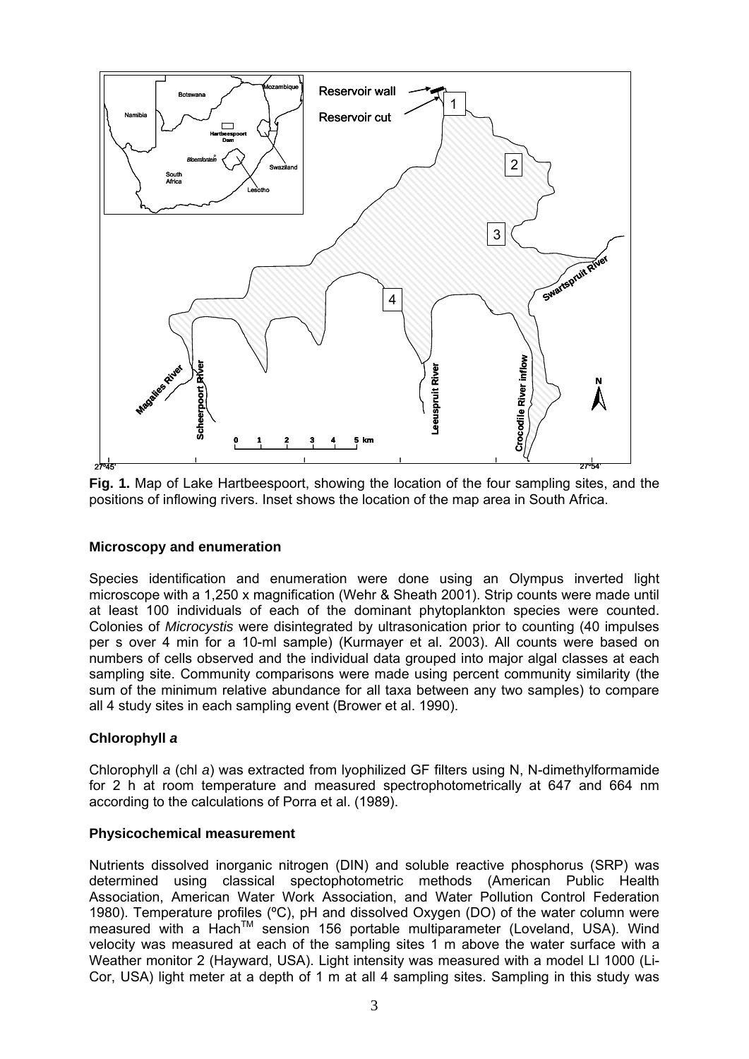**Fig. 1.** Map of Lake Hartbeespoort, showing the location of the four sampling sites, and the positions of inflowing rivers. Inset shows the location of the map area in South Africa.

### Microscopy and enumeration

Species identification and enumeration were done using an Olympus inverted light microscope with a 1,250 x magnification (Wehr & Sheath 2001). Strip counts were made until at least 100 individuals of each of the dominant phytoplankton species were counted. Colonies of *Microcystis* were disintegrated by ultrasonication prior to counting (40 impulses per s over 4 min for a 10-ml sample) (Kurmayer et al. 2003). All counts were based on numbers of cells observed and the individual data grouped into major algal classes at each sampling site. Community comparisons were made using percent community similarity (the sum of the minimum relative abundance for all taxa between any two samples) to compare all 4 study sites in each sampling event (Brower et al. 1990).

### Chlorophyll *a*

Chlorophyll *a* (chl *a*) was extracted from lyophilized GF filters using N, N-dimethylformamide for 2 h at room temperature and measured spectrophotometrically at 647 and 664 nm according to the calculations of Porra et al. (1989).

### Physicochemical measurement

Nutrients dissolved inorganic nitrogen (DIN) and soluble reactive phosphorus (SRP) was determined using classical spectophotometric methods (American Public Health Association, American Water Work Association, and Water Pollution Control Federation 1980). Temperature profiles (ºC), pH and dissolved Oxygen (DO) of the water column were measured with a Hach™ sension 156 portable multiparameter (Loveland, USA). Wind velocity was measured at each of the sampling sites 1 m above the water surface with a Weather monitor 2 (Hayward, USA). Light intensity was measured with a model LI 1000 (Li-Cor, USA) light meter at a depth of 1 m at all 4 sampling sites. Sampling in this study was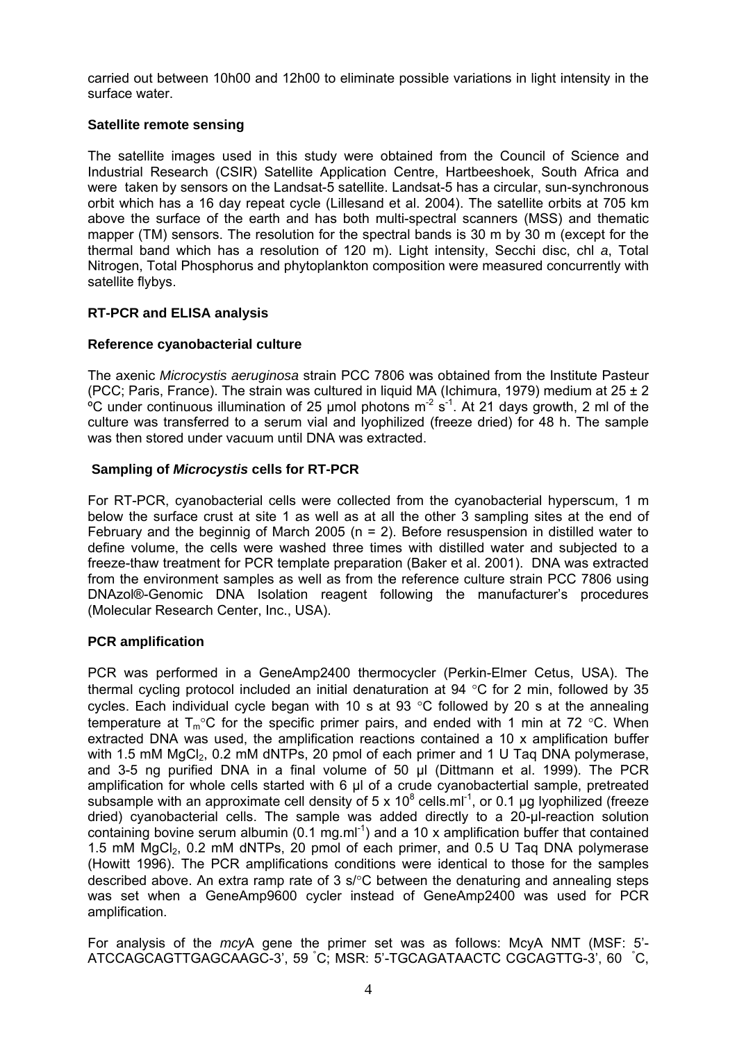carried out between 10h00 and 12h00 to eliminate possible variations in light intensity in the surface water.

### Satellite remote sensing

The satellite images used in this study were obtained from the Council of Science and Industrial Research (CSIR) Satellite Application Centre, Hartbeeshoek, South Africa and were taken by sensors on the Landsat-5 satellite. Landsat-5 has a circular, sun-synchronous orbit which has a 16 day repeat cycle (Lillesand et al. 2004). The satellite orbits at 705 km above the surface of the earth and has both multi-spectral scanners (MSS) and thematic mapper (TM) sensors. The resolution for the spectral bands is 30 m by 30 m (except for the thermal band which has a resolution of 120 m). Light intensity, Secchi disc, chl *a*, Total Nitrogen, Total Phosphorus and phytoplankton composition were measured concurrently with satellite flybys.

### RT-PCR and ELISA analysis

### Reference cyanobacterial culture

The axenic *Microcystis aeruginosa* strain PCC 7806 was obtained from the Institute Pasteur (PCC; Paris, France). The strain was cultured in liquid MA (Ichimura, 1979) medium at 25 ± 2 ºC under continuous illumination of 25 µmol photons $m^{-2}$ $s^{-1}$. At 21 days growth, 2 ml of the culture was transferred to a serum vial and lyophilized (freeze dried) for 48 h. The sample was then stored under vacuum until DNA was extracted.

### Sampling of *Microcystis* cells for RT-PCR

For RT-PCR, cyanobacterial cells were collected from the cyanobacterial hyperscum, 1 m below the surface crust at site 1 as well as at all the other 3 sampling sites at the end of February and the beginnig of March 2005 (n = 2). Before resuspension in distilled water to define volume, the cells were washed three times with distilled water and subjected to a freeze-thaw treatment for PCR template preparation (Baker et al. 2001). DNA was extracted from the environment samples as well as from the reference culture strain PCC 7806 using DNAzol®-Genomic DNA Isolation reagent following the manufacturer's procedures (Molecular Research Center, Inc., USA).

### PCR amplification

PCR was performed in a GeneAmp2400 thermocycler (Perkin-Elmer Cetus, USA). The thermal cycling protocol included an initial denaturation at 94 °C for 2 min, followed by 35 cycles. Each individual cycle began with 10 s at 93 °C followed by 20 s at the annealing temperature at $T_m$°C for the specific primer pairs, and ended with 1 min at 72 °C. When extracted DNA was used, the amplification reactions contained a 10 x amplification buffer with 1.5 mM $MgCl_2$, 0.2 mM dNTPs, 20 pmol of each primer and 1 U Taq DNA polymerase, and 3-5 ng purified DNA in a final volume of 50 µl (Dittmann et al. 1999). The PCR amplification for whole cells started with 6 µl of a crude cyanobactertial sample, pretreated subsample with an approximate cell density of 5 x $10^8$ cells.$ml^{-1}$, or 0.1 µg lyophilized (freeze dried) cyanobacterial cells. The sample was added directly to a 20-µl-reaction solution containing bovine serum albumin (0.1 mg.$ml^{-1}$) and a 10 x amplification buffer that contained 1.5 mM $MgCl_2$, 0.2 mM dNTPs, 20 pmol of each primer, and 0.5 U Taq DNA polymerase (Howitt 1996). The PCR amplifications conditions were identical to those for the samples described above. An extra ramp rate of 3 s/°C between the denaturing and annealing steps was set when a GeneAmp9600 cycler instead of GeneAmp2400 was used for PCR amplification.

For analysis of the *mcy*A gene the primer set was as follows: McyA NMT (MSF: 5'-ATCCAGCAGTTGAGCAAGC-3', 59 ˚C; MSR: 5'-TGCAGATAACTC CGCAGTTG-3', 60 ˚C,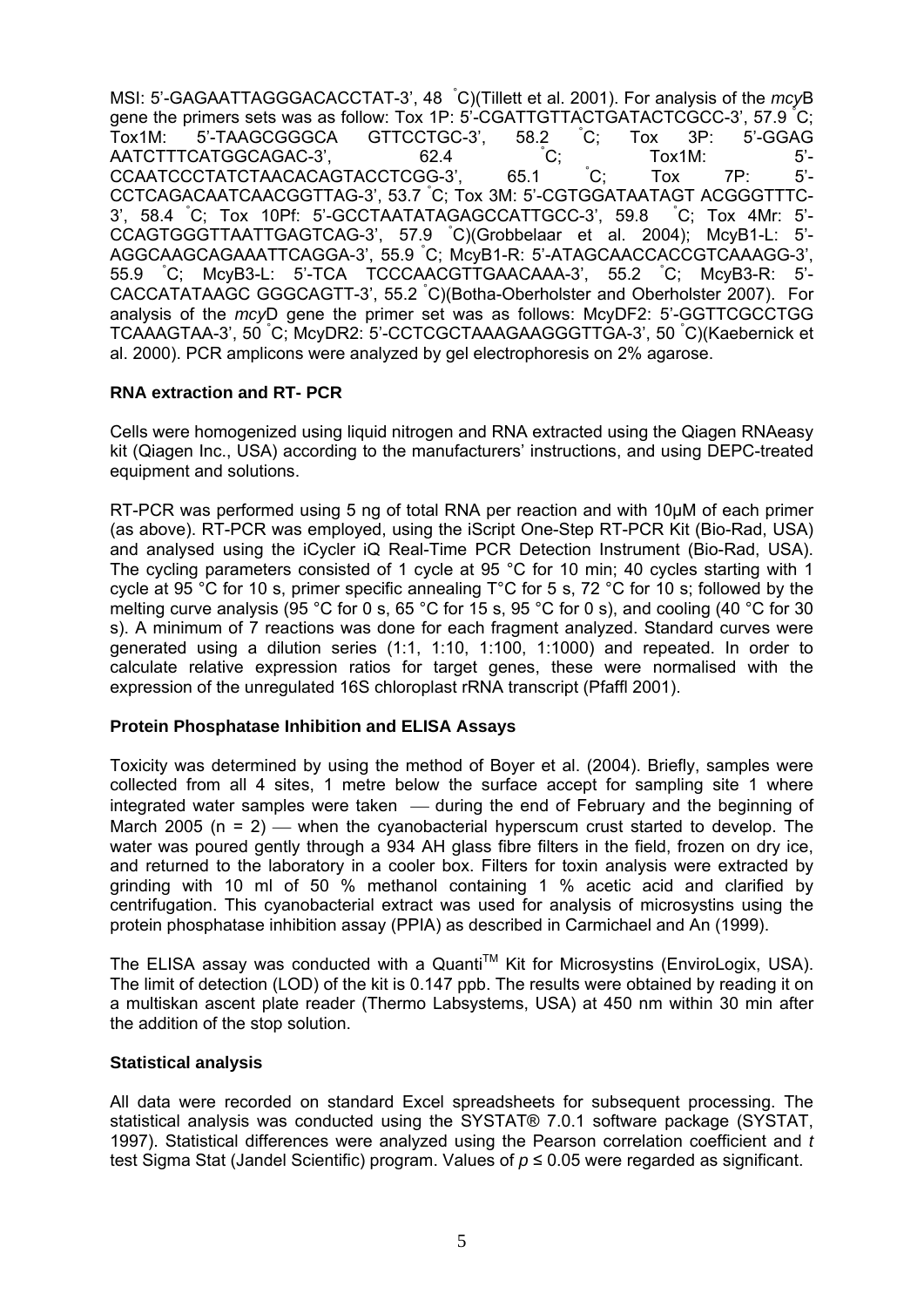MSI: 5'-GAGAATTAGGGACACCTAT-3', 48 °C)(Tillett et al. 2001). For analysis of the *mcy*B gene the primers sets was as follow: Tox 1P: 5'-CGATTGTTACTGATACTCGCC-3', 57.9 °C; Tox1M: 5'-TAAGCGGGCA GTTCCTGC-3', 58.2 °C; Tox 3P: 5'-GGAG AATCTTTCATGGCAGAC-3', 62.4 °C; Tox1M: 5'-CCAATCCCTATCTAACACAGTACCTCGG-3', 65.1 °C; Tox 7P: 5'-CCTCAGACAATCAACGGTTAG-3', 53.7 °C; Tox 3M: 5'-CGTGGATAATAGT ACGGGTTTC-3', 58.4 °C; Tox 10Pf: 5'-GCCTAATATAGAGCCATTGCC-3', 59.8 °C; Tox 4Mr: 5'-CCAGTGGGTTAATTGAGTCAG-3', 57.9 °C)(Grobbelaar et al. 2004); McyB1-L: 5'-AGGCAAGCAGAAATTCAGGA-3', 55.9 °C; McyB1-R: 5'-ATAGCAACCACCGTCAAAGG-3', 55.9 °C; McyB3-L: 5'-TCA TCCCAACGTTGAACAAA-3', 55.2 °C; McyB3-R: 5'-CACCATATAAGC GGGCAGTT-3', 55.2 °C)(Botha-Oberholster and Oberholster 2007). For analysis of the *mcy*D gene the primer set was as follows: McyDF2: 5'-GGTTCGCCTGG TCAAAGTAA-3', 50 °C; McyDR2: 5'-CCTCGCTAAAGAAGGGTTGA-3', 50 °C)(Kaebernick et al. 2000). PCR amplicons were analyzed by gel electrophoresis on 2% agarose.

### RNA extraction and RT- PCR

Cells were homogenized using liquid nitrogen and RNA extracted using the Qiagen RNAeasy kit (Qiagen Inc., USA) according to the manufacturers' instructions, and using DEPC-treated equipment and solutions.

RT-PCR was performed using 5 ng of total RNA per reaction and with 10μM of each primer (as above). RT-PCR was employed, using the iScript One-Step RT-PCR Kit (Bio-Rad, USA) and analysed using the iCycler iQ Real-Time PCR Detection Instrument (Bio-Rad, USA). The cycling parameters consisted of 1 cycle at 95 °C for 10 min; 40 cycles starting with 1 cycle at 95 °C for 10 s, primer specific annealing T°C for 5 s, 72 °C for 10 s; followed by the melting curve analysis (95 °C for 0 s, 65 °C for 15 s, 95 °C for 0 s), and cooling (40 °C for 30 s). A minimum of 7 reactions was done for each fragment analyzed. Standard curves were generated using a dilution series (1:1, 1:10, 1:100, 1:1000) and repeated. In order to calculate relative expression ratios for target genes, these were normalised with the expression of the unregulated 16S chloroplast rRNA transcript (Pfaffl 2001).

### Protein Phosphatase Inhibition and ELISA Assays

Toxicity was determined by using the method of Boyer et al. (2004). Briefly, samples were collected from all 4 sites, 1 metre below the surface accept for sampling site 1 where integrated water samples were taken — during the end of February and the beginning of March 2005 ($n = 2$) — when the cyanobacterial hyperscum crust started to develop. The water was poured gently through a 934 AH glass fibre filters in the field, frozen on dry ice, and returned to the laboratory in a cooler box. Filters for toxin analysis were extracted by grinding with 10 ml of 50 % methanol containing 1 % acetic acid and clarified by centrifugation. This cyanobacterial extract was used for analysis of microsystins using the protein phosphatase inhibition assay (PPIA) as described in Carmichael and An (1999).

The ELISA assay was conducted with a Quanti™ Kit for Microsystins (EnviroLogix, USA). The limit of detection (LOD) of the kit is 0.147 ppb. The results were obtained by reading it on a multiskan ascent plate reader (Thermo Labsystems, USA) at 450 nm within 30 min after the addition of the stop solution.

### Statistical analysis

All data were recorded on standard Excel spreadsheets for subsequent processing. The statistical analysis was conducted using the SYSTAT® 7.0.1 software package (SYSTAT, 1997). Statistical differences were analyzed using the Pearson correlation coefficient and *t* test Sigma Stat (Jandel Scientific) program. Values of $p \leq 0.05$ were regarded as significant.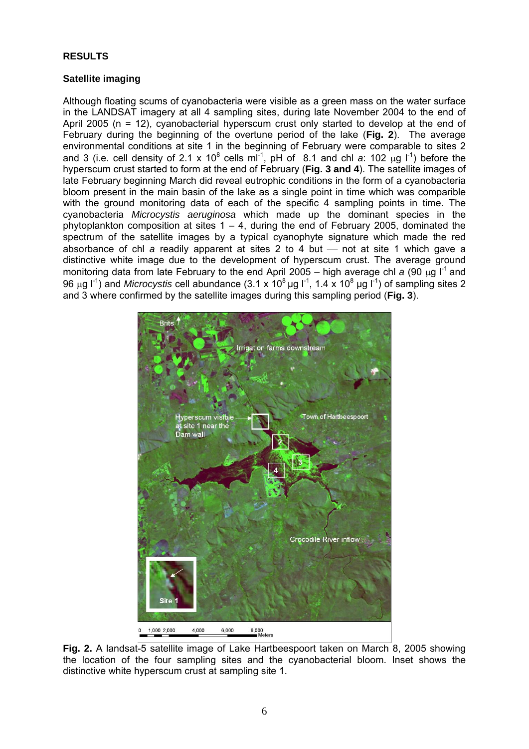## RESULTS

### Satellite imaging

Although floating scums of cyanobacteria were visible as a green mass on the water surface in the LANDSAT imagery at all 4 sampling sites, during late November 2004 to the end of April 2005 (n = 12), cyanobacterial hyperscum crust only started to develop at the end of February during the beginning of the overtune period of the lake (**Fig. 2**). The average environmental conditions at site 1 in the beginning of February were comparable to sites 2 and 3 (i.e. cell density of 2.1 x $10^8$ cells $ml^{-1}$, pH of 8.1 and chl *a*: 102 $\mu g\ l^{-1}$) before the hyperscum crust started to form at the end of February (**Fig. 3 and 4**). The satellite images of late February beginning March did reveal eutrophic conditions in the form of a cyanobacteria bloom present in the main basin of the lake as a single point in time which was comparible with the ground monitoring data of each of the specific 4 sampling points in time. The cyanobacteria *Microcystis aeruginosa* which made up the dominant species in the phytoplankton composition at sites 1 – 4, during the end of February 2005, dominated the spectrum of the satellite images by a typical cyanophyte signature which made the red absorbance of chl *a* readily apparent at sites 2 to 4 but — not at site 1 which gave a distinctive white image due to the development of hyperscum crust. The average ground monitoring data from late February to the end April 2005 – high average chl *a* (90 $\mu g\ l^{-1}$ and 96 $\mu g\ l^{-1}$) and *Microcystis* cell abundance (3.1 x $10^8$ $\mu g\ l^{-1}$, 1.4 x $10^8$ $\mu g\ l^{-1}$) of sampling sites 2 and 3 where confirmed by the satellite images during this sampling period (**Fig. 3**).

**Fig. 2.** A landsat-5 satellite image of Lake Hartbeespoort taken on March 8, 2005 showing the location of the four sampling sites and the cyanobacterial bloom. Inset shows the distinctive white hyperscum crust at sampling site 1.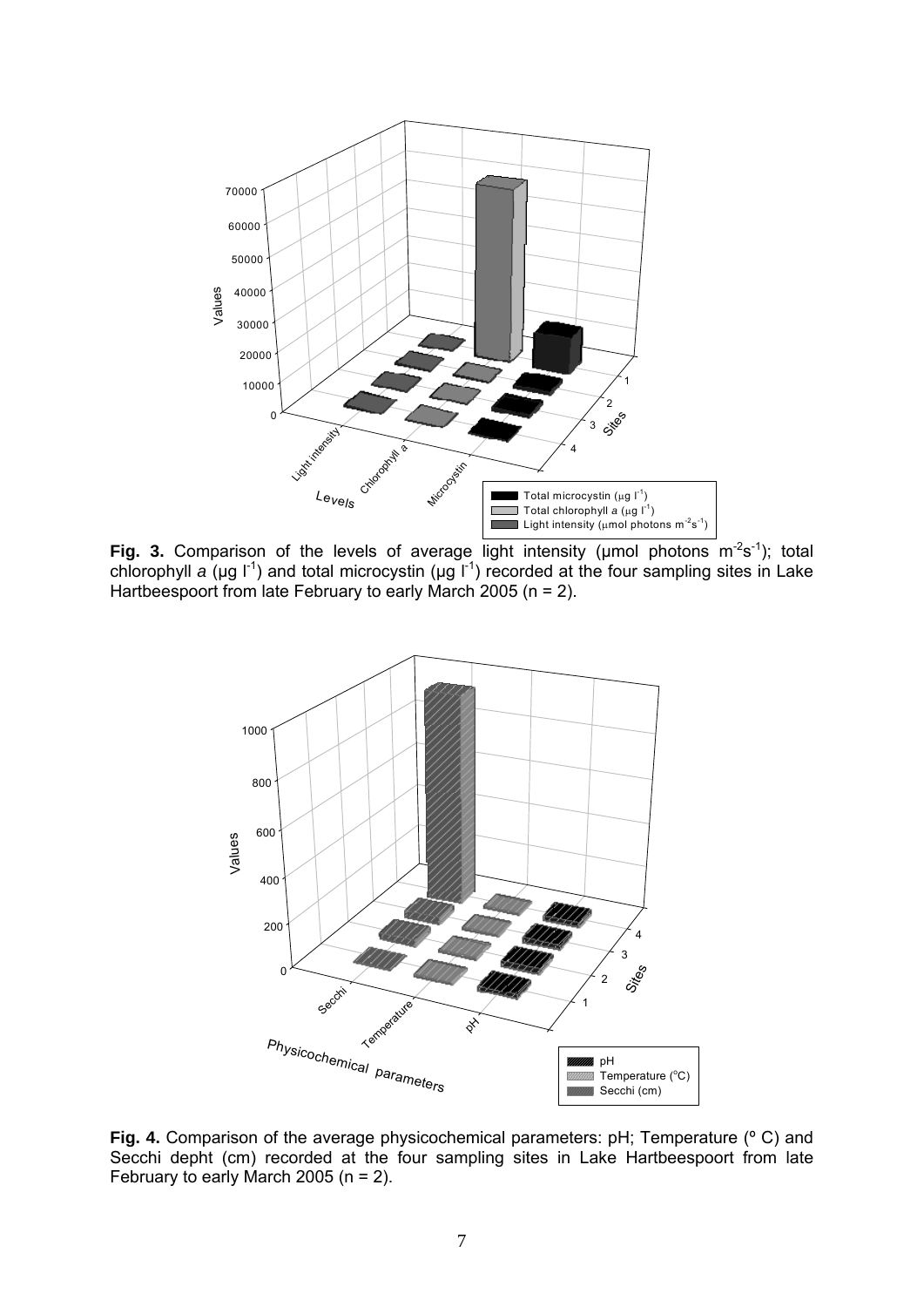**Fig. 3.** Comparison of the levels of average light intensity (µmol photons $m^{-2}s^{-1}$); total chlorophyll *a* (µg $l^{-1}$) and total microcystin (µg $l^{-1}$) recorded at the four sampling sites in Lake Hartbeespoort from late February to early March 2005 (n = 2).

**Fig. 4.** Comparison of the average physicochemical parameters: pH; Temperature (° C) and Secchi depht (cm) recorded at the four sampling sites in Lake Hartbeespoort from late February to early March 2005 (n = 2).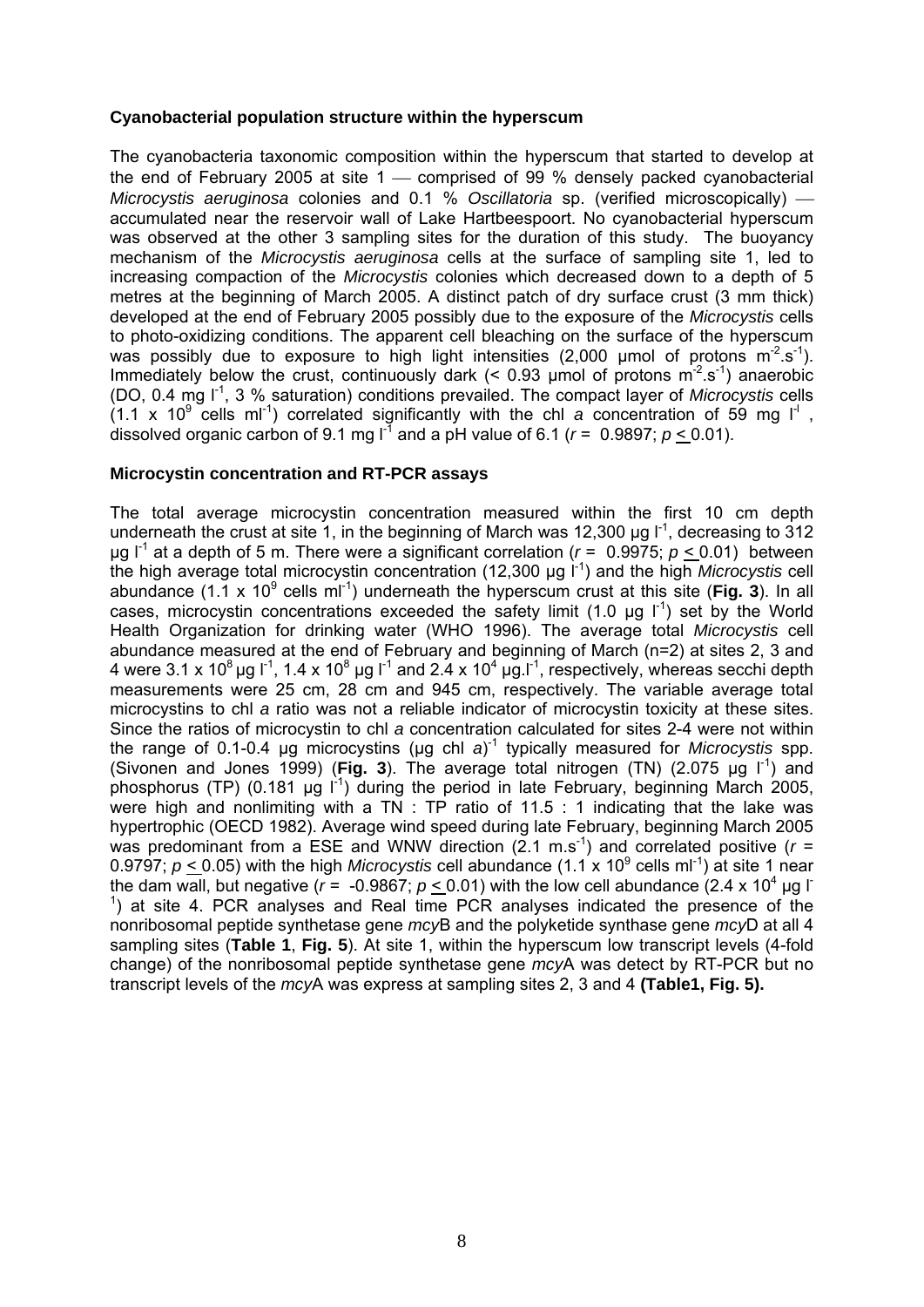### Cyanobacterial population structure within the hyperscum

The cyanobacteria taxonomic composition within the hyperscum that started to develop at the end of February 2005 at site 1 — comprised of 99 % densely packed cyanobacterial *Microcystis aeruginosa* colonies and 0.1 % *Oscillatoria* sp. (verified microscopically) — accumulated near the reservoir wall of Lake Hartbeespoort. No cyanobacterial hyperscum was observed at the other 3 sampling sites for the duration of this study. The buoyancy mechanism of the *Microcystis aeruginosa* cells at the surface of sampling site 1, led to increasing compaction of the *Microcystis* colonies which decreased down to a depth of 5 metres at the beginning of March 2005. A distinct patch of dry surface crust (3 mm thick) developed at the end of February 2005 possibly due to the exposure of the *Microcystis* cells to photo-oxidizing conditions. The apparent cell bleaching on the surface of the hyperscum was possibly due to exposure to high light intensities (2,000 µmol of protons $m^{-2}.s^{-1}$). Immediately below the crust, continuously dark (< 0.93 µmol of protons $m^{-2}.s^{-1}$) anaerobic (DO, 0.4 mg $l^{-1}$, 3 % saturation) conditions prevailed. The compact layer of *Microcystis* cells ($1.1 \times 10^{9}$ cells $ml^{-1}$) correlated significantly with the chl *a* concentration of 59 mg $l^{-l}$, dissolved organic carbon of 9.1 mg $l^{-1}$ and a pH value of 6.1 ($r = 0.9897$; $p \leq 0.01$).

### Microcystin concentration and RT-PCR assays

The total average microcystin concentration measured within the first 10 cm depth underneath the crust at site 1, in the beginning of March was 12,300 µg $l^{-1}$, decreasing to 312 µg $l^{-1}$ at a depth of 5 m. There were a significant correlation ($r = 0.9975$; $p \leq 0.01$) between the high average total microcystin concentration (12,300 µg $l^{-1}$) and the high *Microcystis* cell abundance ($1.1 \times 10^{9}$ cells $ml^{-1}$) underneath the hyperscum crust at this site (**Fig. 3**). In all cases, microcystin concentrations exceeded the safety limit (1.0 µg $l^{-1}$) set by the World Health Organization for drinking water (WHO 1996). The average total *Microcystis* cell abundance measured at the end of February and beginning of March (n=2) at sites 2, 3 and 4 were $3.1 \times 10^{8}$ µg $l^{-1}$, $1.4 \times 10^{8}$ µg $l^{-1}$ and $2.4 \times 10^{4}$ µg.$l^{-1}$, respectively, whereas secchi depth measurements were 25 cm, 28 cm and 945 cm, respectively. The variable average total microcystins to chl *a* ratio was not a reliable indicator of microcystin toxicity at these sites. Since the ratios of microcystin to chl *a* concentration calculated for sites 2-4 were not within the range of 0.1-0.4 µg microcystins (µg chl *a*)$^{-1}$ typically measured for *Microcystis* spp. (Sivonen and Jones 1999) (**Fig. 3**). The average total nitrogen (TN) (2.075 µg $l^{-1}$) and phosphorus (TP) (0.181 µg $l^{-1}$) during the period in late February, beginning March 2005, were high and nonlimiting with a TN : TP ratio of 11.5 : 1 indicating that the lake was hypertrophic (OECD 1982). Average wind speed during late February, beginning March 2005 was predominant from a ESE and WNW direction (2.1 $m.s^{-1}$) and correlated positive ($r = 0.9797$; $p \leq 0.05$) with the high *Microcystis* cell abundance ($1.1 \times 10^{9}$ cells $ml^{-1}$) at site 1 near the dam wall, but negative ($r = -0.9867$; $p \leq 0.01$) with the low cell abundance ($2.4 \times 10^{4}$ µg $l^{-1}$) at site 4. PCR analyses and Real time PCR analyses indicated the presence of the nonribosomal peptide synthetase gene *mcy*B and the polyketide synthase gene *mcy*D at all 4 sampling sites (**Table 1**, **Fig. 5**). At site 1, within the hyperscum low transcript levels (4-fold change) of the nonribosomal peptide synthetase gene *mcy*A was detect by RT-PCR but no transcript levels of the *mcy*A was express at sampling sites 2, 3 and 4 **(Table1, Fig. 5).**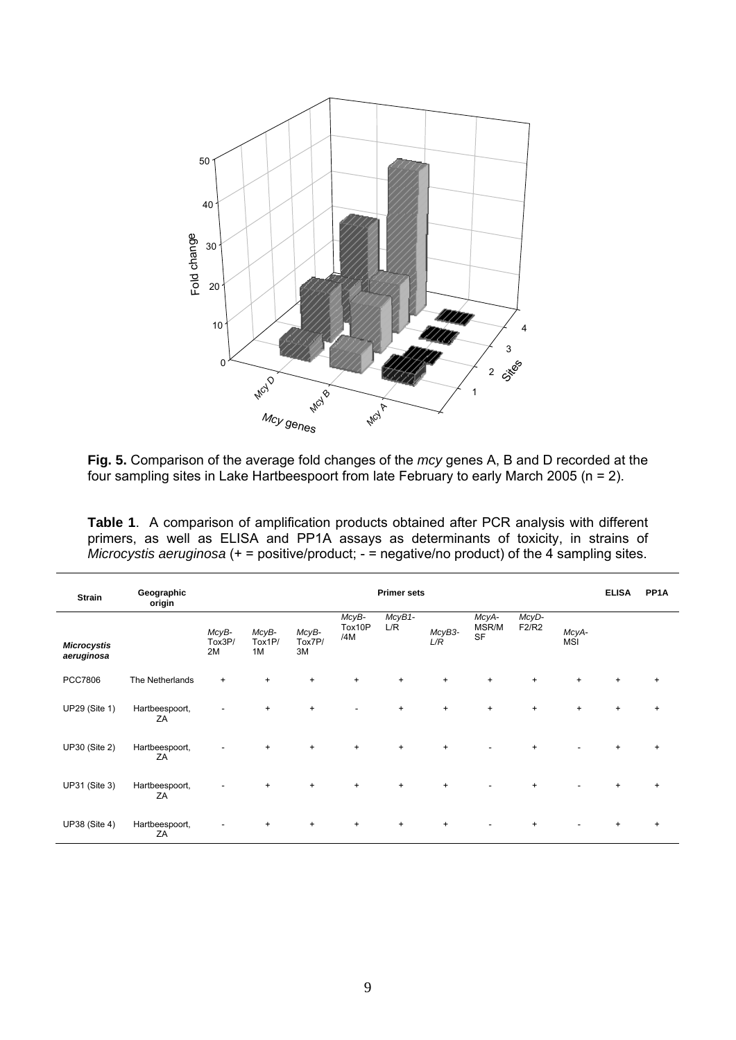**Fig. 5.** Comparison of the average fold changes of the *mcy* genes A, B and D recorded at the four sampling sites in Lake Hartbeespoort from late February to early March 2005 (n = 2).

**Table 1**. A comparison of amplification products obtained after PCR analysis with different primers, as well as ELISA and PP1A assays as determinants of toxicity, in strains of *Microcystis aeruginosa* (+ = positive/product; - = negative/no product) of the 4 sampling sites.

| Strain | Geographic origin | Primer sets | | | | | | | | | ELISA | PP1A |
|---|---|---|---|---|---|---|---|---|---|---|---|---|
| ***Microcystis aeruginosa*** | | *McyB*-Tox3P/2M | *McyB*-Tox1P/1M | *McyB*-Tox7P/3M | *McyB*-Tox10P/4M | *McyB1*-L/R | *McyB3*-L/R | *McyA*-MSR/MSF | *McyD*-F2/R2 | *McyA*-MSI | | |
| PCC7806 | The Netherlands | + | + | + | + | + | + | + | + | + | + | + |
| UP29 (Site 1) | Hartbeespoort, ZA | - | + | + | - | + | + | + | + | + | + | + |
| UP30 (Site 2) | Hartbeespoort, ZA | - | + | + | + | + | + | - | + | - | + | + |
| UP31 (Site 3) | Hartbeespoort, ZA | - | + | + | + | + | + | - | + | - | + | + |
| UP38 (Site 4) | Hartbeespoort, ZA | - | + | + | + | + | + | - | + | - | + | + |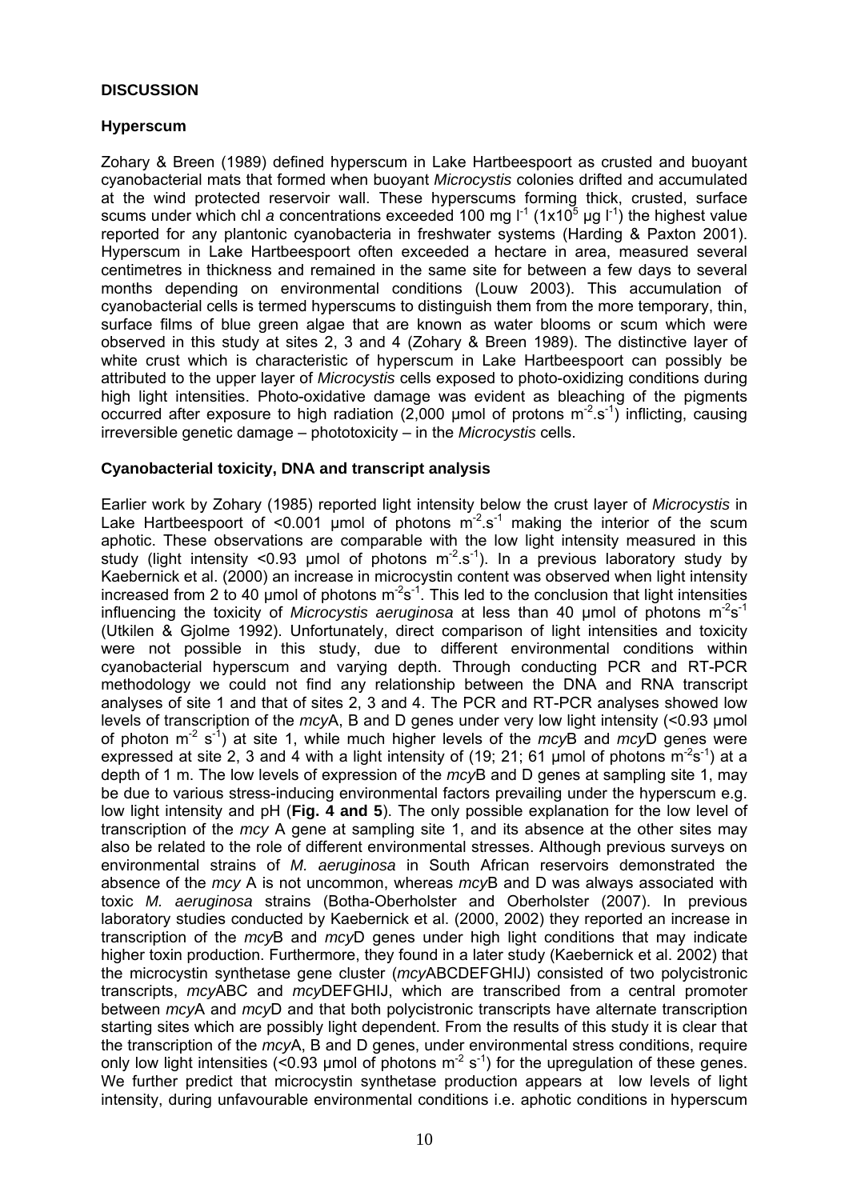## DISCUSSION

### Hyperscum

Zohary & Breen (1989) defined hyperscum in Lake Hartbeespoort as crusted and buoyant cyanobacterial mats that formed when buoyant *Microcystis* colonies drifted and accumulated at the wind protected reservoir wall. These hyperscums forming thick, crusted, surface scums under which chl *a* concentrations exceeded 100 mg $l^{-1}$ ($1x10^5$ µg $l^{-1}$) the highest value reported for any plantonic cyanobacteria in freshwater systems (Harding & Paxton 2001). Hyperscum in Lake Hartbeespoort often exceeded a hectare in area, measured several centimetres in thickness and remained in the same site for between a few days to several months depending on environmental conditions (Louw 2003). This accumulation of cyanobacterial cells is termed hyperscums to distinguish them from the more temporary, thin, surface films of blue green algae that are known as water blooms or scum which were observed in this study at sites 2, 3 and 4 (Zohary & Breen 1989). The distinctive layer of white crust which is characteristic of hyperscum in Lake Hartbeespoort can possibly be attributed to the upper layer of *Microcystis* cells exposed to photo-oxidizing conditions during high light intensities. Photo-oxidative damage was evident as bleaching of the pigments occurred after exposure to high radiation (2,000 µmol of protons $m^{-2}.s^{-1}$) inflicting, causing irreversible genetic damage – phototoxicity – in the *Microcystis* cells.

### Cyanobacterial toxicity, DNA and transcript analysis

Earlier work by Zohary (1985) reported light intensity below the crust layer of *Microcystis* in Lake Hartbeespoort of <0.001 µmol of photons $m^{-2}.s^{-1}$ making the interior of the scum aphotic. These observations are comparable with the low light intensity measured in this study (light intensity <0.93 µmol of photons $m^{-2}.s^{-1}$). In a previous laboratory study by Kaebernick et al. (2000) an increase in microcystin content was observed when light intensity increased from 2 to 40 µmol of photons $m^{-2}s^{-1}$. This led to the conclusion that light intensities influencing the toxicity of *Microcystis aeruginosa* at less than 40 µmol of photons $m^{-2}s^{-1}$ (Utkilen & Gjolme 1992). Unfortunately, direct comparison of light intensities and toxicity were not possible in this study, due to different environmental conditions within cyanobacterial hyperscum and varying depth. Through conducting PCR and RT-PCR methodology we could not find any relationship between the DNA and RNA transcript analyses of site 1 and that of sites 2, 3 and 4. The PCR and RT-PCR analyses showed low levels of transcription of the *mcy*A, B and D genes under very low light intensity (<0.93 µmol of photon $m^{-2}$ $s^{-1}$) at site 1, while much higher levels of the *mcy*B and *mcy*D genes were expressed at site 2, 3 and 4 with a light intensity of (19; 21; 61 µmol of photons $m^{-2}s^{-1}$) at a depth of 1 m. The low levels of expression of the *mcy*B and D genes at sampling site 1, may be due to various stress-inducing environmental factors prevailing under the hyperscum e.g. low light intensity and pH (**Fig. 4 and 5**). The only possible explanation for the low level of transcription of the *mcy* A gene at sampling site 1, and its absence at the other sites may also be related to the role of different environmental stresses. Although previous surveys on environmental strains of *M. aeruginosa* in South African reservoirs demonstrated the absence of the *mcy* A is not uncommon, whereas *mcy*B and D was always associated with toxic *M. aeruginosa* strains (Botha-Oberholster and Oberholster (2007). In previous laboratory studies conducted by Kaebernick et al. (2000, 2002) they reported an increase in transcription of the *mcy*B and *mcy*D genes under high light conditions that may indicate higher toxin production. Furthermore, they found in a later study (Kaebernick et al. 2002) that the microcystin synthetase gene cluster (*mcy*ABCDEFGHIJ) consisted of two polycistronic transcripts, *mcy*ABC and *mcy*DEFGHIJ, which are transcribed from a central promoter between *mcy*A and *mcy*D and that both polycistronic transcripts have alternate transcription starting sites which are possibly light dependent. From the results of this study it is clear that the transcription of the *mcy*A, B and D genes, under environmental stress conditions, require only low light intensities (<0.93 µmol of photons $m^{-2}$ $s^{-1}$) for the upregulation of these genes. We further predict that microcystin synthetase production appears at low levels of light intensity, during unfavourable environmental conditions i.e. aphotic conditions in hyperscum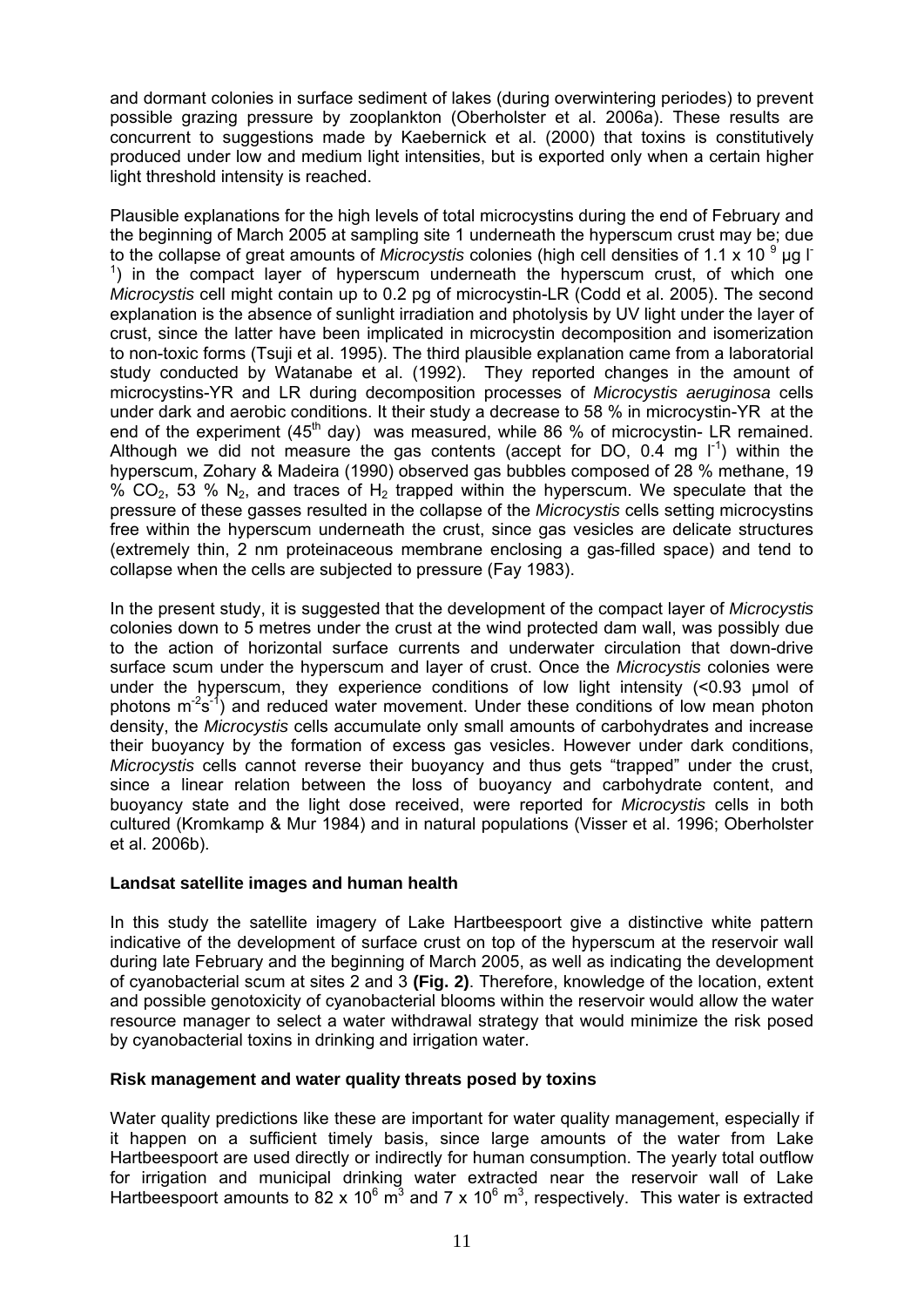and dormant colonies in surface sediment of lakes (during overwintering periodes) to prevent possible grazing pressure by zooplankton (Oberholster et al. 2006a). These results are concurrent to suggestions made by Kaebernick et al. (2000) that toxins is constitutively produced under low and medium light intensities, but is exported only when a certain higher light threshold intensity is reached.

Plausible explanations for the high levels of total microcystins during the end of February and the beginning of March 2005 at sampling site 1 underneath the hyperscum crust may be; due to the collapse of great amounts of *Microcystis* colonies (high cell densities of 1.1 x $10^9$ µg $l^{-1}$) in the compact layer of hyperscum underneath the hyperscum crust, of which one *Microcystis* cell might contain up to 0.2 pg of microcystin-LR (Codd et al. 2005). The second explanation is the absence of sunlight irradiation and photolysis by UV light under the layer of crust, since the latter have been implicated in microcystin decomposition and isomerization to non-toxic forms (Tsuji et al. 1995). The third plausible explanation came from a laboratorial study conducted by Watanabe et al. (1992). They reported changes in the amount of microcystins-YR and LR during decomposition processes of *Microcystis aeruginosa* cells under dark and aerobic conditions. It their study a decrease to 58 % in microcystin-YR at the end of the experiment ($45^{th}$ day) was measured, while 86 % of microcystin- LR remained. Although we did not measure the gas contents (accept for DO, 0.4 mg $l^{-1}$) within the hyperscum, Zohary & Madeira (1990) observed gas bubbles composed of 28 % methane, 19 % $CO_2$, 53 % $N_2$, and traces of $H_2$ trapped within the hyperscum. We speculate that the pressure of these gasses resulted in the collapse of the *Microcystis* cells setting microcystins free within the hyperscum underneath the crust, since gas vesicles are delicate structures (extremely thin, 2 nm proteinaceous membrane enclosing a gas-filled space) and tend to collapse when the cells are subjected to pressure (Fay 1983).

In the present study, it is suggested that the development of the compact layer of *Microcystis* colonies down to 5 metres under the crust at the wind protected dam wall, was possibly due to the action of horizontal surface currents and underwater circulation that down-drive surface scum under the hyperscum and layer of crust. Once the *Microcystis* colonies were under the hyperscum, they experience conditions of low light intensity (<0.93 µmol of photons $m^{-2}s^{-1}$) and reduced water movement. Under these conditions of low mean photon density, the *Microcystis* cells accumulate only small amounts of carbohydrates and increase their buoyancy by the formation of excess gas vesicles. However under dark conditions, *Microcystis* cells cannot reverse their buoyancy and thus gets "trapped" under the crust, since a linear relation between the loss of buoyancy and carbohydrate content, and buoyancy state and the light dose received, were reported for *Microcystis* cells in both cultured (Kromkamp & Mur 1984) and in natural populations (Visser et al. 1996; Oberholster et al. 2006b).

**Landsat satellite images and human health**

In this study the satellite imagery of Lake Hartbeespoort give a distinctive white pattern indicative of the development of surface crust on top of the hyperscum at the reservoir wall during late February and the beginning of March 2005, as well as indicating the development of cyanobacterial scum at sites 2 and 3 **(Fig. 2)**. Therefore, knowledge of the location, extent and possible genotoxicity of cyanobacterial blooms within the reservoir would allow the water resource manager to select a water withdrawal strategy that would minimize the risk posed by cyanobacterial toxins in drinking and irrigation water.

**Risk management and water quality threats posed by toxins**

Water quality predictions like these are important for water quality management, especially if it happen on a sufficient timely basis, since large amounts of the water from Lake Hartbeespoort are used directly or indirectly for human consumption. The yearly total outflow for irrigation and municipal drinking water extracted near the reservoir wall of Lake Hartbeespoort amounts to 82 x $10^6$ $m^3$ and 7 x $10^6$ $m^3$, respectively. This water is extracted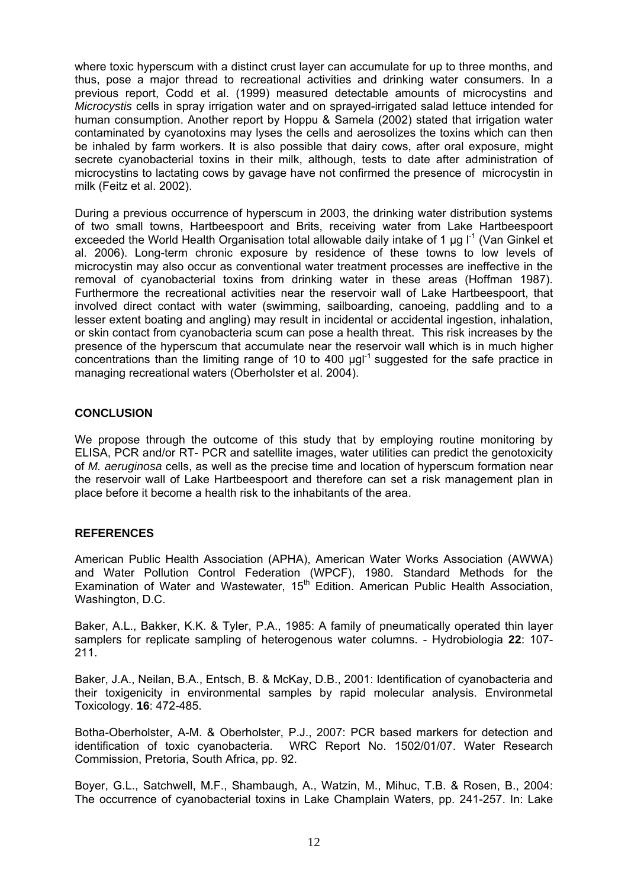where toxic hyperscum with a distinct crust layer can accumulate for up to three months, and thus, pose a major thread to recreational activities and drinking water consumers. In a previous report, Codd et al. (1999) measured detectable amounts of microcystins and *Microcystis* cells in spray irrigation water and on sprayed-irrigated salad lettuce intended for human consumption. Another report by Hoppu & Samela (2002) stated that irrigation water contaminated by cyanotoxins may lyses the cells and aerosolizes the toxins which can then be inhaled by farm workers. It is also possible that dairy cows, after oral exposure, might secrete cyanobacterial toxins in their milk, although, tests to date after administration of microcystins to lactating cows by gavage have not confirmed the presence of microcystin in milk (Feitz et al. 2002).

During a previous occurrence of hyperscum in 2003, the drinking water distribution systems of two small towns, Hartbeespoort and Brits, receiving water from Lake Hartbeespoort exceeded the World Health Organisation total allowable daily intake of 1 µg $l^{-1}$ (Van Ginkel et al. 2006). Long-term chronic exposure by residence of these towns to low levels of microcystin may also occur as conventional water treatment processes are ineffective in the removal of cyanobacterial toxins from drinking water in these areas (Hoffman 1987). Furthermore the recreational activities near the reservoir wall of Lake Hartbeespoort, that involved direct contact with water (swimming, sailboarding, canoeing, paddling and to a lesser extent boating and angling) may result in incidental or accidental ingestion, inhalation, or skin contact from cyanobacteria scum can pose a health threat. This risk increases by the presence of the hyperscum that accumulate near the reservoir wall which is in much higher concentrations than the limiting range of 10 to 400 µg$l^{-1}$ suggested for the safe practice in managing recreational waters (Oberholster et al. 2004).

## CONCLUSION

We propose through the outcome of this study that by employing routine monitoring by ELISA, PCR and/or RT- PCR and satellite images, water utilities can predict the genotoxicity of *M. aeruginosa* cells, as well as the precise time and location of hyperscum formation near the reservoir wall of Lake Hartbeespoort and therefore can set a risk management plan in place before it become a health risk to the inhabitants of the area.

## REFERENCES

American Public Health Association (APHA), American Water Works Association (AWWA) and Water Pollution Control Federation (WPCF), 1980. Standard Methods for the Examination of Water and Wastewater, 15th Edition. American Public Health Association, Washington, D.C.

Baker, A.L., Bakker, K.K. & Tyler, P.A., 1985: A family of pneumatically operated thin layer samplers for replicate sampling of heterogenous water columns. - Hydrobiologia **22**: 107-211.

Baker, J.A., Neilan, B.A., Entsch, B. & McKay, D.B., 2001: Identification of cyanobacteria and their toxigenicity in environmental samples by rapid molecular analysis. Environmetal Toxicology. **16**: 472-485.

Botha-Oberholster, A-M. & Oberholster, P.J., 2007: PCR based markers for detection and identification of toxic cyanobacteria. WRC Report No. 1502/01/07. Water Research Commission, Pretoria, South Africa, pp. 92.

Boyer, G.L., Satchwell, M.F., Shambaugh, A., Watzin, M., Mihuc, T.B. & Rosen, B., 2004: The occurrence of cyanobacterial toxins in Lake Champlain Waters, pp. 241-257. In: Lake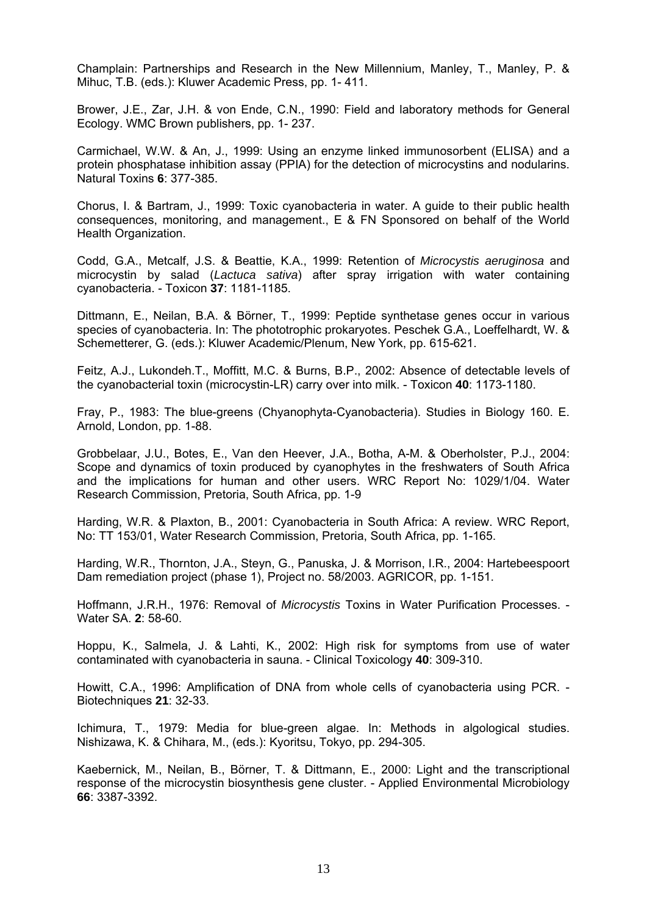Champlain: Partnerships and Research in the New Millennium, Manley, T., Manley, P. & Mihuc, T.B. (eds.): Kluwer Academic Press, pp. 1- 411.

Brower, J.E., Zar, J.H. & von Ende, C.N., 1990: Field and laboratory methods for General Ecology. WMC Brown publishers, pp. 1- 237.

Carmichael, W.W. & An, J., 1999: Using an enzyme linked immunosorbent (ELISA) and a protein phosphatase inhibition assay (PPIA) for the detection of microcystins and nodularins. Natural Toxins **6**: 377-385.

Chorus, I. & Bartram, J., 1999: Toxic cyanobacteria in water. A guide to their public health consequences, monitoring, and management., E & FN Sponsored on behalf of the World Health Organization.

Codd, G.A., Metcalf, J.S. & Beattie, K.A., 1999: Retention of *Microcystis aeruginosa* and microcystin by salad (*Lactuca sativa*) after spray irrigation with water containing cyanobacteria. - Toxicon **37**: 1181-1185.

Dittmann, E., Neilan, B.A. & Börner, T., 1999: Peptide synthetase genes occur in various species of cyanobacteria. In: The phototrophic prokaryotes. Peschek G.A., Loeffelhardt, W. & Schemetterer, G. (eds.): Kluwer Academic/Plenum, New York, pp. 615-621.

Feitz, A.J., Lukondeh.T., Moffitt, M.C. & Burns, B.P., 2002: Absence of detectable levels of the cyanobacterial toxin (microcystin-LR) carry over into milk. - Toxicon **40**: 1173-1180.

Fray, P., 1983: The blue-greens (Chyanophyta-Cyanobacteria). Studies in Biology 160. E. Arnold, London, pp. 1-88.

Grobbelaar, J.U., Botes, E., Van den Heever, J.A., Botha, A-M. & Oberholster, P.J., 2004: Scope and dynamics of toxin produced by cyanophytes in the freshwaters of South Africa and the implications for human and other users. WRC Report No: 1029/1/04. Water Research Commission, Pretoria, South Africa, pp. 1-9

Harding, W.R. & Plaxton, B., 2001: Cyanobacteria in South Africa: A review. WRC Report, No: TT 153/01, Water Research Commission, Pretoria, South Africa, pp. 1-165.

Harding, W.R., Thornton, J.A., Steyn, G., Panuska, J. & Morrison, I.R., 2004: Hartebeespoort Dam remediation project (phase 1), Project no. 58/2003. AGRICOR, pp. 1-151.

Hoffmann, J.R.H., 1976: Removal of *Microcystis* Toxins in Water Purification Processes. - Water SA. **2**: 58-60.

Hoppu, K., Salmela, J. & Lahti, K., 2002: High risk for symptoms from use of water contaminated with cyanobacteria in sauna. - Clinical Toxicology **40**: 309-310.

Howitt, C.A., 1996: Amplification of DNA from whole cells of cyanobacteria using PCR. - Biotechniques **21**: 32-33.

Ichimura, T., 1979: Media for blue-green algae. In: Methods in algological studies. Nishizawa, K. & Chihara, M., (eds.): Kyoritsu, Tokyo, pp. 294-305.

Kaebernick, M., Neilan, B., Börner, T. & Dittmann, E., 2000: Light and the transcriptional response of the microcystin biosynthesis gene cluster. - Applied Environmental Microbiology **66**: 3387-3392.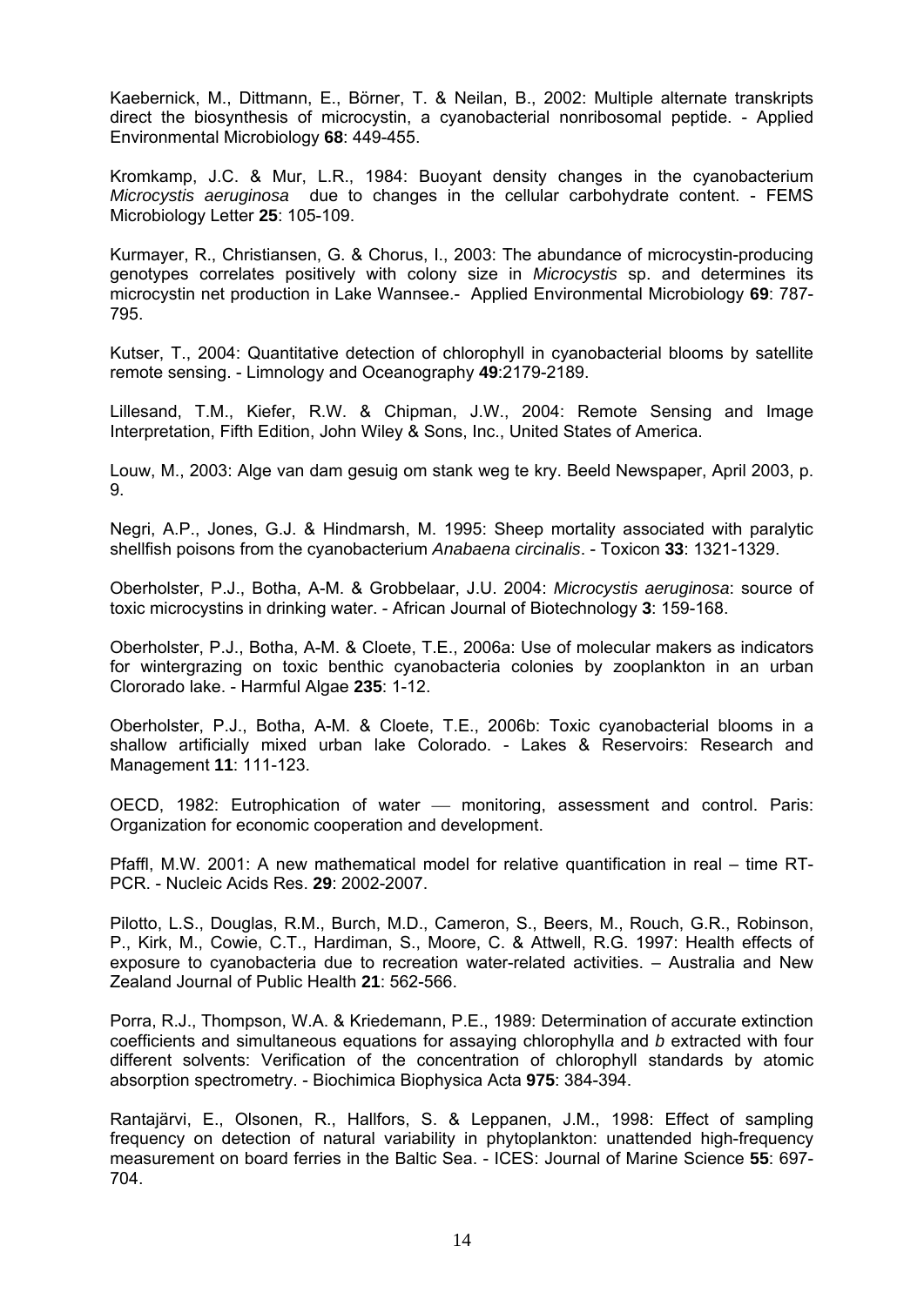Kaebernick, M., Dittmann, E., Börner, T. & Neilan, B., 2002: Multiple alternate transkripts direct the biosynthesis of microcystin, a cyanobacterial nonribosomal peptide. - Applied Environmental Microbiology **68**: 449-455.

Kromkamp, J.C. & Mur, L.R., 1984: Buoyant density changes in the cyanobacterium *Microcystis aeruginosa* due to changes in the cellular carbohydrate content. - FEMS Microbiology Letter **25**: 105-109.

Kurmayer, R., Christiansen, G. & Chorus, I., 2003: The abundance of microcystin-producing genotypes correlates positively with colony size in *Microcystis* sp. and determines its microcystin net production in Lake Wannsee.- Applied Environmental Microbiology **69**: 787-795.

Kutser, T., 2004: Quantitative detection of chlorophyll in cyanobacterial blooms by satellite remote sensing. - Limnology and Oceanography **49**:2179-2189.

Lillesand, T.M., Kiefer, R.W. & Chipman, J.W., 2004: Remote Sensing and Image Interpretation, Fifth Edition, John Wiley & Sons, Inc., United States of America.

Louw, M., 2003: Alge van dam gesuig om stank weg te kry. Beeld Newspaper, April 2003, p. 9.

Negri, A.P., Jones, G.J. & Hindmarsh, M. 1995: Sheep mortality associated with paralytic shellfish poisons from the cyanobacterium *Anabaena circinalis*. - Toxicon **33**: 1321-1329.

Oberholster, P.J., Botha, A-M. & Grobbelaar, J.U. 2004: *Microcystis aeruginosa*: source of toxic microcystins in drinking water. - African Journal of Biotechnology **3**: 159-168.

Oberholster, P.J., Botha, A-M. & Cloete, T.E., 2006a: Use of molecular makers as indicators for wintergrazing on toxic benthic cyanobacteria colonies by zooplankton in an urban Clororado lake. - Harmful Algae **235**: 1-12.

Oberholster, P.J., Botha, A-M. & Cloete, T.E., 2006b: Toxic cyanobacterial blooms in a shallow artificially mixed urban lake Colorado. - Lakes & Reservoirs: Research and Management **11**: 111-123.

OECD, 1982: Eutrophication of water — monitoring, assessment and control. Paris: Organization for economic cooperation and development.

Pfaffl, M.W. 2001: A new mathematical model for relative quantification in real – time RT-PCR. - Nucleic Acids Res. **29**: 2002-2007.

Pilotto, L.S., Douglas, R.M., Burch, M.D., Cameron, S., Beers, M., Rouch, G.R., Robinson, P., Kirk, M., Cowie, C.T., Hardiman, S., Moore, C. & Attwell, R.G. 1997: Health effects of exposure to cyanobacteria due to recreation water-related activities. – Australia and New Zealand Journal of Public Health **21**: 562-566.

Porra, R.J., Thompson, W.A. & Kriedemann, P.E., 1989: Determination of accurate extinction coefficients and simultaneous equations for assaying chlorophyll*a* and *b* extracted with four different solvents: Verification of the concentration of chlorophyll standards by atomic absorption spectrometry. - Biochimica Biophysica Acta **975**: 384-394.

Rantajärvi, E., Olsonen, R., Hallfors, S. & Leppanen, J.M., 1998: Effect of sampling frequency on detection of natural variability in phytoplankton: unattended high-frequency measurement on board ferries in the Baltic Sea. - ICES: Journal of Marine Science **55**: 697-704.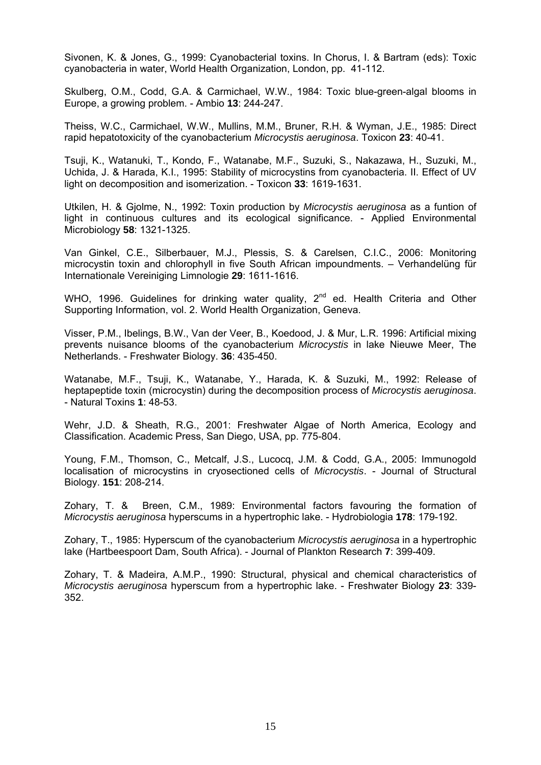Sivonen, K. & Jones, G., 1999: Cyanobacterial toxins. In Chorus, I. & Bartram (eds): Toxic cyanobacteria in water, World Health Organization, London, pp. 41-112.

Skulberg, O.M., Codd, G.A. & Carmichael, W.W., 1984: Toxic blue-green-algal blooms in Europe, a growing problem. - Ambio **13**: 244-247.

Theiss, W.C., Carmichael, W.W., Mullins, M.M., Bruner, R.H. & Wyman, J.E., 1985: Direct rapid hepatotoxicity of the cyanobacterium *Microcystis aeruginosa*. Toxicon **23**: 40-41.

Tsuji, K., Watanuki, T., Kondo, F., Watanabe, M.F., Suzuki, S., Nakazawa, H., Suzuki, M., Uchida, J. & Harada, K.I., 1995: Stability of microcystins from cyanobacteria. II. Effect of UV light on decomposition and isomerization. - Toxicon **33**: 1619-1631.

Utkilen, H. & Gjolme, N., 1992: Toxin production by *Microcystis aeruginosa* as a funtion of light in continuous cultures and its ecological significance. - Applied Environmental Microbiology **58**: 1321-1325.

Van Ginkel, C.E., Silberbauer, M.J., Plessis, S. & Carelsen, C.I.C., 2006: Monitoring microcystin toxin and chlorophyll in five South African impoundments. – Verhandelüng für Internationale Vereiniging Limnologie **29**: 1611-1616.

WHO, 1996. Guidelines for drinking water quality, 2nd ed. Health Criteria and Other Supporting Information, vol. 2. World Health Organization, Geneva.

Visser, P.M., Ibelings, B.W., Van der Veer, B., Koedood, J. & Mur, L.R. 1996: Artificial mixing prevents nuisance blooms of the cyanobacterium *Microcystis* in lake Nieuwe Meer, The Netherlands. - Freshwater Biology. **36**: 435-450.

Watanabe, M.F., Tsuji, K., Watanabe, Y., Harada, K. & Suzuki, M., 1992: Release of heptapeptide toxin (microcystin) during the decomposition process of *Microcystis aeruginosa*. - Natural Toxins **1**: 48-53.

Wehr, J.D. & Sheath, R.G., 2001: Freshwater Algae of North America, Ecology and Classification. Academic Press, San Diego, USA, pp. 775-804.

Young, F.M., Thomson, C., Metcalf, J.S., Lucocq, J.M. & Codd, G.A., 2005: Immunogold localisation of microcystins in cryosectioned cells of *Microcystis*. - Journal of Structural Biology. **151**: 208-214.

Zohary, T. & Breen, C.M., 1989: Environmental factors favouring the formation of *Microcystis aeruginosa* hyperscums in a hypertrophic lake. - Hydrobiologia **178**: 179-192.

Zohary, T., 1985: Hyperscum of the cyanobacterium *Microcystis aeruginosa* in a hypertrophic lake (Hartbeespoort Dam, South Africa). - Journal of Plankton Research **7**: 399-409.

Zohary, T. & Madeira, A.M.P., 1990: Structural, physical and chemical characteristics of *Microcystis aeruginosa* hyperscum from a hypertrophic lake. - Freshwater Biology **23**: 339-352.